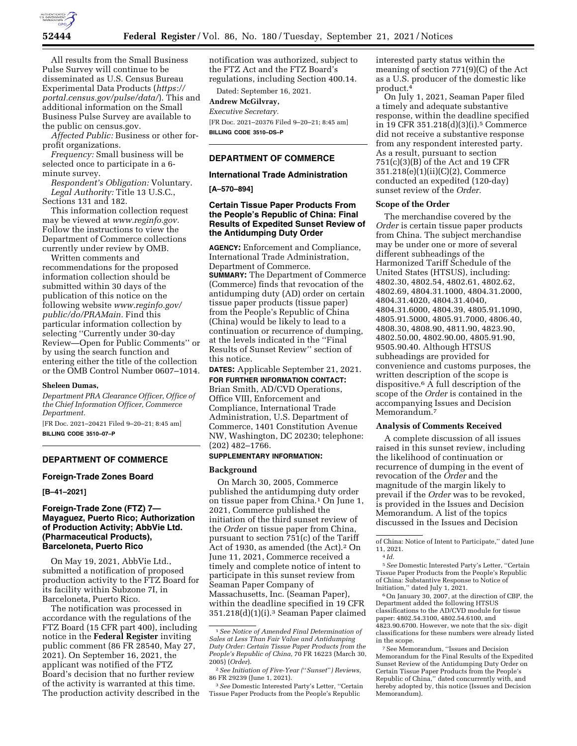All results from the Small Business Pulse Survey will continue to be disseminated as U.S. Census Bureau Experimental Data Products (*https://portal.census.gov/pulse/data/*). This and additional information on the Small Business Pulse Survey are available to the public on census.gov.

*Affected Public:* Business or other for-profit organizations.

*Frequency:* Small business will be selected once to participate in a 6-minute survey.

*Respondent's Obligation:* Voluntary.

*Legal Authority:* Title 13 U.S.C., Sections 131 and 182.

This information collection request may be viewed at *www.reginfo.gov.* Follow the instructions to view the Department of Commerce collections currently under review by OMB.

Written comments and recommendations for the proposed information collection should be submitted within 30 days of the publication of this notice on the following website *www.reginfo.gov/public/do/PRAMain.* Find this particular information collection by selecting ''Currently under 30-day Review—Open for Public Comments'' or by using the search function and entering either the title of the collection or the OMB Control Number 0607–1014.

**Sheleen Dumas,**

*Department PRA Clearance Officer, Office of the Chief Information Officer, Commerce Department.*

[FR Doc. 2021–20421 Filed 9–20–21; 8:45 am]

**BILLING CODE 3510–07–P**

## DEPARTMENT OF COMMERCE

### Foreign-Trade Zones Board

**[B–41–2021]**

### Foreign-Trade Zone (FTZ) 7—Mayaguez, Puerto Rico; Authorization of Production Activity; AbbVie Ltd. (Pharmaceutical Products), Barceloneta, Puerto Rico

On May 19, 2021, AbbVie Ltd., submitted a notification of proposed production activity to the FTZ Board for its facility within Subzone 7I, in Barceloneta, Puerto Rico.

The notification was processed in accordance with the regulations of the FTZ Board (15 CFR part 400), including notice in the **Federal Register** inviting public comment (86 FR 28540, May 27, 2021). On September 16, 2021, the applicant was notified of the FTZ Board's decision that no further review of the activity is warranted at this time. The production activity described in the notification was authorized, subject to the FTZ Act and the FTZ Board's regulations, including Section 400.14.

Dated: September 16, 2021.

**Andrew McGilvray,**

*Executive Secretary.*

[FR Doc. 2021–20376 Filed 9–20–21; 8:45 am]

**BILLING CODE 3510–DS–P**

## DEPARTMENT OF COMMERCE

### International Trade Administration

**[A–570–894]**

### Certain Tissue Paper Products From the People's Republic of China: Final Results of Expedited Sunset Review of the Antidumping Duty Order

**AGENCY:** Enforcement and Compliance, International Trade Administration, Department of Commerce.

**SUMMARY:** The Department of Commerce (Commerce) finds that revocation of the antidumping duty (AD) order on certain tissue paper products (tissue paper) from the People's Republic of China (China) would be likely to lead to a continuation or recurrence of dumping, at the levels indicated in the ''Final Results of Sunset Review'' section of this notice.

**DATES:** Applicable September 21, 2021.

**FOR FURTHER INFORMATION CONTACT:** Brian Smith, AD/CVD Operations, Office VIII, Enforcement and Compliance, International Trade Administration, U.S. Department of Commerce, 1401 Constitution Avenue NW, Washington, DC 20230; telephone: (202) 482–1766.

**SUPPLEMENTARY INFORMATION:**

#### Background

On March 30, 2005, Commerce published the antidumping duty order on tissue paper from China.[1] On June 1, 2021, Commerce published the initiation of the third sunset review of the *Order* on tissue paper from China, pursuant to section 751(c) of the Tariff Act of 1930, as amended (the Act).[2] On June 11, 2021, Commerce received a timely and complete notice of intent to participate in this sunset review from Seaman Paper Company of Massachusetts, Inc. (Seaman Paper), within the deadline specified in 19 CFR 351.218(d)(1)(i).[3] Seaman Paper claimed interested party status within the meaning of section 771(9)(C) of the Act as a U.S. producer of the domestic like product.[4]

On July 1, 2021, Seaman Paper filed a timely and adequate substantive response, within the deadline specified in 19 CFR 351.218(d)(3)(i).[5] Commerce did not receive a substantive response from any respondent interested party. As a result, pursuant to section 751(c)(3)(B) of the Act and 19 CFR 351.218(e)(1)(ii)(C)(2), Commerce conducted an expedited (120-day) sunset review of the *Order*.

#### Scope of the Order

The merchandise covered by the *Order* is certain tissue paper products from China. The subject merchandise may be under one or more of several different subheadings of the Harmonized Tariff Schedule of the United States (HTSUS), including: 4802.30, 4802.54, 4802.61, 4802.62, 4802.69, 4804.31.1000, 4804.31.2000, 4804.31.4020, 4804.31.4040, 4804.31.6000, 4804.39, 4805.91.1090, 4805.91.5000, 4805.91.7000, 4806.40, 4808.30, 4808.90, 4811.90, 4823.90, 4802.50.00, 4802.90.00, 4805.91.90, 9505.90.40. Although HTSUS subheadings are provided for convenience and customs purposes, the written description of the scope is dispositive.[6] A full description of the scope of the *Order* is contained in the accompanying Issues and Decision Memorandum.[7]

#### Analysis of Comments Received

A complete discussion of all issues raised in this sunset review, including the likelihood of continuation or recurrence of dumping in the event of revocation of the *Order* and the magnitude of the margin likely to prevail if the *Order* was to be revoked, is provided in the Issues and Decision Memorandum. A list of the topics discussed in the Issues and Decision

---

[1] *See Notice of Amended Final Determination of Sales at Less Than Fair Value and Antidumping Duty Order: Certain Tissue Paper Products from the People's Republic of China,* 70 FR 16223 (March 30, 2005) (*Order*).

[2] *See Initiation of Five-Year (''Sunset'') Reviews,* 86 FR 29239 (June 1, 2021).

[3] *See* Domestic Interested Party's Letter, ''Certain Tissue Paper Products from the People's Republic of China: Notice of Intent to Participate,'' dated June 11, 2021.

[4] *Id.*

[5] *See* Domestic Interested Party's Letter, ''Certain Tissue Paper Products from the People's Republic of China: Substantive Response to Notice of Initiation,'' dated July 1, 2021.

[6] On January 30, 2007, at the direction of CBP, the Department added the following HTSUS classifications to the AD/CVD module for tissue paper: 4802.54.3100, 4802.54.6100, and 4823.90.6700. However, we note that the six- digit classifications for these numbers were already listed in the scope.

[7] See Memorandum, ''Issues and Decision Memorandum for the Final Results of the Expedited Sunset Review of the Antidumping Duty Order on Certain Tissue Paper Products from the People's Republic of China,'' dated concurrently with, and hereby adopted by, this notice (Issues and Decision Memorandum).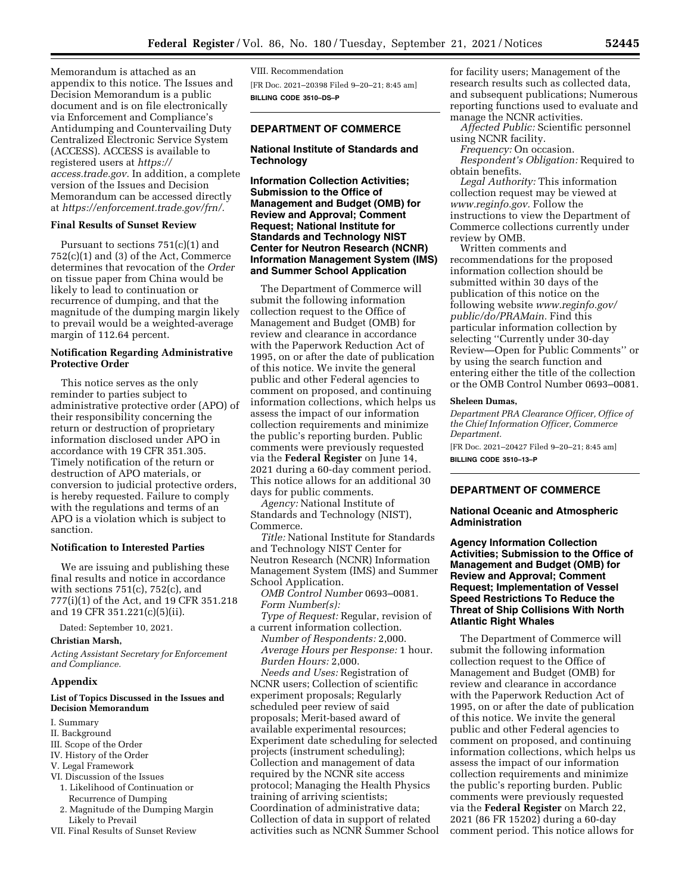Memorandum is attached as an appendix to this notice. The Issues and Decision Memorandum is a public document and is on file electronically via Enforcement and Compliance's Antidumping and Countervailing Duty Centralized Electronic Service System (ACCESS). ACCESS is available to registered users at *https://access.trade.gov.* In addition, a complete version of the Issues and Decision Memorandum can be accessed directly at *https://enforcement.trade.gov/frn/.*

### Final Results of Sunset Review

Pursuant to sections 751(c)(1) and 752(c)(1) and (3) of the Act, Commerce determines that revocation of the *Order* on tissue paper from China would be likely to lead to continuation or recurrence of dumping, and that the magnitude of the dumping margin likely to prevail would be a weighted-average margin of 112.64 percent.

### Notification Regarding Administrative Protective Order

This notice serves as the only reminder to parties subject to administrative protective order (APO) of their responsibility concerning the return or destruction of proprietary information disclosed under APO in accordance with 19 CFR 351.305. Timely notification of the return or destruction of APO materials, or conversion to judicial protective orders, is hereby requested. Failure to comply with the regulations and terms of an APO is a violation which is subject to sanction.

### Notification to Interested Parties

We are issuing and publishing these final results and notice in accordance with sections 751(c), 752(c), and 777(i)(1) of the Act, and 19 CFR 351.218 and 19 CFR 351.221(c)(5)(ii).

Dated: September 10, 2021.

**Christian Marsh,**

*Acting Assistant Secretary for Enforcement and Compliance.*

### Appendix

#### List of Topics Discussed in the Issues and Decision Memorandum

I. Summary
II. Background
III. Scope of the Order
IV. History of the Order
V. Legal Framework
VI. Discussion of the Issues
  1. Likelihood of Continuation or Recurrence of Dumping
  2. Magnitude of the Dumping Margin Likely to Prevail
VII. Final Results of Sunset Review
VIII. Recommendation

[FR Doc. 2021–20398 Filed 9–20–21; 8:45 am]

**BILLING CODE 3510–DS–P**

---

## DEPARTMENT OF COMMERCE

### National Institute of Standards and Technology

### Information Collection Activities; Submission to the Office of Management and Budget (OMB) for Review and Approval; Comment Request; National Institute for Standards and Technology NIST Center for Neutron Research (NCNR) Information Management System (IMS) and Summer School Application

The Department of Commerce will submit the following information collection request to the Office of Management and Budget (OMB) for review and clearance in accordance with the Paperwork Reduction Act of 1995, on or after the date of publication of this notice. We invite the general public and other Federal agencies to comment on proposed, and continuing information collections, which helps us assess the impact of our information collection requirements and minimize the public's reporting burden. Public comments were previously requested via the **Federal Register** on June 14, 2021 during a 60-day comment period. This notice allows for an additional 30 days for public comments.

*Agency:* National Institute of Standards and Technology (NIST), Commerce.

*Title:* National Institute for Standards and Technology NIST Center for Neutron Research (NCNR) Information Management System (IMS) and Summer School Application.

*OMB Control Number* 0693–0081.

*Form Number(s):*

*Type of Request:* Regular, revision of a current information collection.

*Number of Respondents:* 2,000.

*Average Hours per Response:* 1 hour.

*Burden Hours:* 2,000.

*Needs and Uses:* Registration of NCNR users; Collection of scientific experiment proposals; Regularly scheduled peer review of said proposals; Merit-based award of available experimental resources; Experiment date scheduling for selected projects (instrument scheduling); Collection and management of data required by the NCNR site access protocol; Managing the Health Physics training of arriving scientists; Coordination of administrative data; Collection of data in support of related activities such as NCNR Summer School for facility users; Management of the research results such as collected data, and subsequent publications; Numerous reporting functions used to evaluate and manage the NCNR activities.

*Affected Public:* Scientific personnel using NCNR facility.

*Frequency:* On occasion.

*Respondent's Obligation:* Required to obtain benefits.

*Legal Authority:* This information collection request may be viewed at *www.reginfo.gov.* Follow the instructions to view the Department of Commerce collections currently under review by OMB.

Written comments and recommendations for the proposed information collection should be submitted within 30 days of the publication of this notice on the following website *www.reginfo.gov/public/do/PRAMain.* Find this particular information collection by selecting ''Currently under 30-day Review—Open for Public Comments'' or by using the search function and entering either the title of the collection or the OMB Control Number 0693–0081.

**Sheleen Dumas,**

*Department PRA Clearance Officer, Office of the Chief Information Officer, Commerce Department.*

[FR Doc. 2021–20427 Filed 9–20–21; 8:45 am]

**BILLING CODE 3510–13–P**

---

## DEPARTMENT OF COMMERCE

### National Oceanic and Atmospheric Administration

### Agency Information Collection Activities; Submission to the Office of Management and Budget (OMB) for Review and Approval; Comment Request; Implementation of Vessel Speed Restrictions To Reduce the Threat of Ship Collisions With North Atlantic Right Whales

The Department of Commerce will submit the following information collection request to the Office of Management and Budget (OMB) for review and clearance in accordance with the Paperwork Reduction Act of 1995, on or after the date of publication of this notice. We invite the general public and other Federal agencies to comment on proposed, and continuing information collections, which helps us assess the impact of our information collection requirements and minimize the public's reporting burden. Public comments were previously requested via the **Federal Register** on March 22, 2021 (86 FR 15202) during a 60-day comment period. This notice allows for